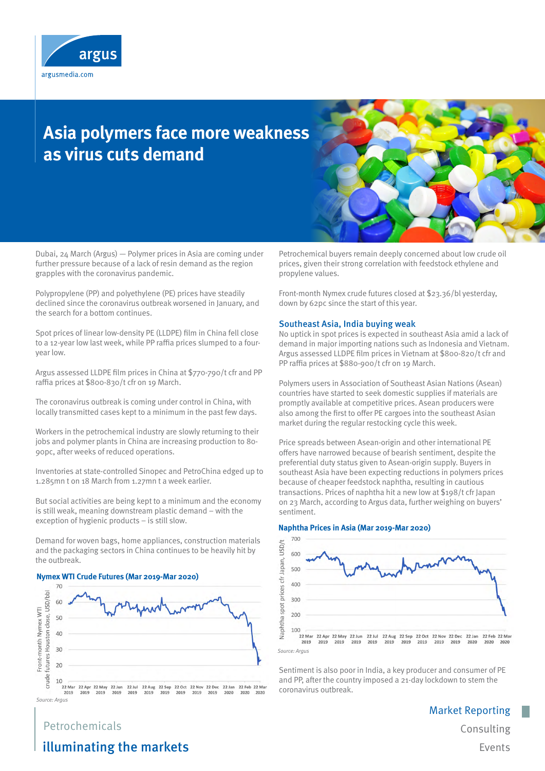# Asia polymers face more weakness as virus cuts demand

Dubai, 24 March (Argus) — Polymer prices in Asia are coming under further pressure because of a lack of resin demand as the region grapples with the coronavirus pandemic.

Polypropylene (PP) and polyethylene (PE) prices have steadily declined since the coronavirus outbreak worsened in January, and the search for a bottom continues.

Spot prices of linear low-density PE (LLDPE) film in China fell close to a 12-year low last week, while PP raffia prices slumped to a four-year low.

Argus assessed LLDPE film prices in China at $770-790/t cfr and PP raffia prices at $800-830/t cfr on 19 March.

The coronavirus outbreak is coming under control in China, with locally transmitted cases kept to a minimum in the past few days.

Workers in the petrochemical industry are slowly returning to their jobs and polymer plants in China are increasing production to 80-90pc, after weeks of reduced operations.

Inventories at state-controlled Sinopec and PetroChina edged up to 1.285mn t on 18 March from 1.27mn t a week earlier.

But social activities are being kept to a minimum and the economy is still weak, meaning downstream plastic demand – with the exception of hygienic products – is still slow.

Demand for woven bags, home appliances, construction materials and the packaging sectors in China continues to be heavily hit by the outbreak.

**Nymex WTI Crude Futures (Mar 2019-Mar 2020)**

*Source: Argus*

Petrochemical buyers remain deeply concerned about low crude oil prices, given their strong correlation with feedstock ethylene and propylene values.

Front-month Nymex crude futures closed at $23.36/bl yesterday, down by 62pc since the start of this year.

## Southeast Asia, India buying weak

No uptick in spot prices is expected in southeast Asia amid a lack of demand in major importing nations such as Indonesia and Vietnam. Argus assessed LLDPE film prices in Vietnam at $800-820/t cfr and PP raffia prices at $880-900/t cfr on 19 March.

Polymers users in Association of Southeast Asian Nations (Asean) countries have started to seek domestic supplies if materials are promptly available at competitive prices. Asean producers were also among the first to offer PE cargoes into the southeast Asian market during the regular restocking cycle this week.

Price spreads between Asean-origin and other international PE offers have narrowed because of bearish sentiment, despite the preferential duty status given to Asean-origin supply. Buyers in southeast Asia have been expecting reductions in polymers prices because of cheaper feedstock naphtha, resulting in cautious transactions. Prices of naphtha hit a new low at $198/t cfr Japan on 23 March, according to Argus data, further weighing on buyers' sentiment.

**Naphtha Prices in Asia (Mar 2019-Mar 2020)**

*Source: Argus*

Sentiment is also poor in India, a key producer and consumer of PE and PP, after the country imposed a 21-day lockdown to stem the coronavirus outbreak.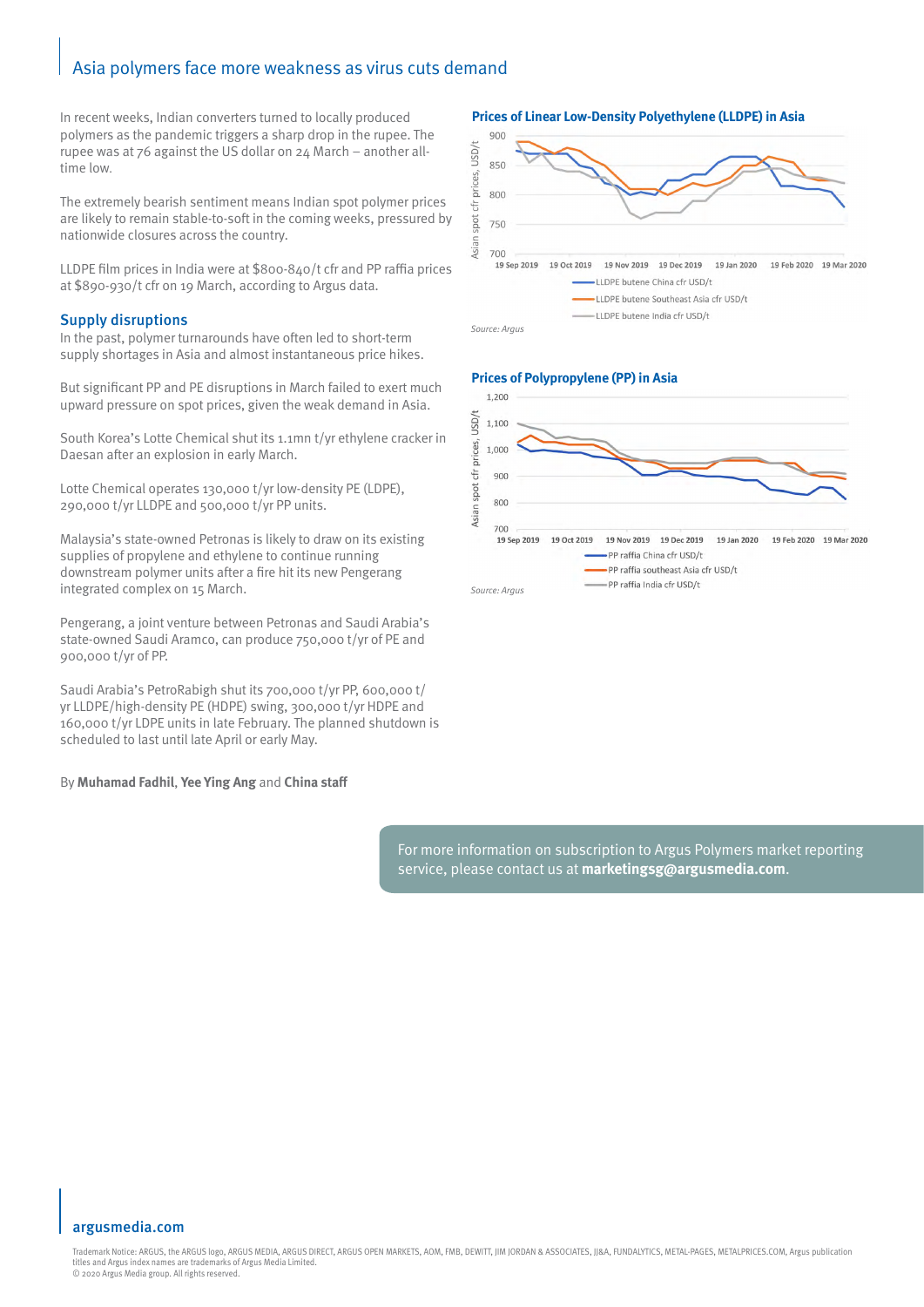## Asia polymers face more weakness as virus cuts demand

In recent weeks, Indian converters turned to locally produced polymers as the pandemic triggers a sharp drop in the rupee. The rupee was at 76 against the US dollar on 24 March – another all-time low.

The extremely bearish sentiment means Indian spot polymer prices are likely to remain stable-to-soft in the coming weeks, pressured by nationwide closures across the country.

LLDPE film prices in India were at $800-840/t cfr and PP raffia prices at $890-930/t cfr on 19 March, according to Argus data.

### Supply disruptions

In the past, polymer turnarounds have often led to short-term supply shortages in Asia and almost instantaneous price hikes.

But significant PP and PE disruptions in March failed to exert much upward pressure on spot prices, given the weak demand in Asia.

South Korea's Lotte Chemical shut its 1.1mn t/yr ethylene cracker in Daesan after an explosion in early March.

Lotte Chemical operates 130,000 t/yr low-density PE (LDPE), 290,000 t/yr LLDPE and 500,000 t/yr PP units.

Malaysia's state-owned Petronas is likely to draw on its existing supplies of propylene and ethylene to continue running downstream polymer units after a fire hit its new Pengerang integrated complex on 15 March.

Pengerang, a joint venture between Petronas and Saudi Arabia's state-owned Saudi Aramco, can produce 750,000 t/yr of PE and 900,000 t/yr of PP.

Saudi Arabia's PetroRabigh shut its 700,000 t/yr PP, 600,000 t/yr LLDPE/high-density PE (HDPE) swing, 300,000 t/yr HDPE and 160,000 t/yr LDPE units in late February. The planned shutdown is scheduled to last until late April or early May.

By **Muhamad Fadhil**, **Yee Ying Ang** and **China staff**

**Prices of Linear Low-Density Polyethylene (LLDPE) in Asia**

Asian spot cfr prices, USD/t

900
850
800
750
700

19 Sep 2019 19 Oct 2019 19 Nov 2019 19 Dec 2019 19 Jan 2020 19 Feb 2020 19 Mar 2020

LLDPE butene China cfr USD/t
LLDPE butene Southeast Asia cfr USD/t
LLDPE butene India cfr USD/t

*Source: Argus*

**Prices of Polypropylene (PP) in Asia**

Asian spot cfr prices, USD/t

1,200
1,100
1,000
900
800
700

19 Sep 2019 19 Oct 2019 19 Nov 2019 19 Dec 2019 19 Jan 2020 19 Feb 2020 19 Mar 2020

PP raffia China cfr USD/t
PP raffia southeast Asia cfr USD/t
PP raffia India cfr USD/t

*Source: Argus*

For more information on subscription to Argus Polymers market reporting service, please contact us at **marketingsg@argusmedia.com**.

**argusmedia.com**

Trademark Notice: ARGUS, the ARGUS logo, ARGUS MEDIA, ARGUS DIRECT, ARGUS OPEN MARKETS, AOM, FMB, DEWITT, JIM JORDAN & ASSOCIATES, JJ&A, FUNDALYTICS, METAL-PAGES, METALPRICES.COM, Argus publication titles and Argus index names are trademarks of Argus Media Limited.
© 2020 Argus Media group. All rights reserved.